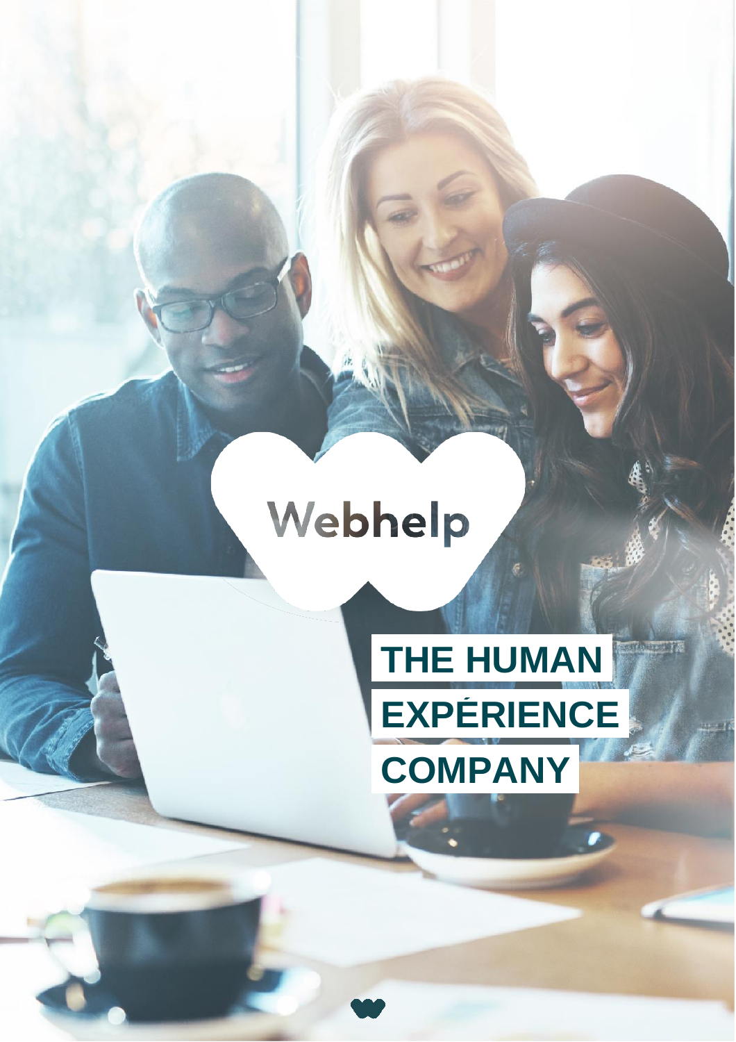Webhelp

# THE HUMAN EXPÉRIENCE COMPANY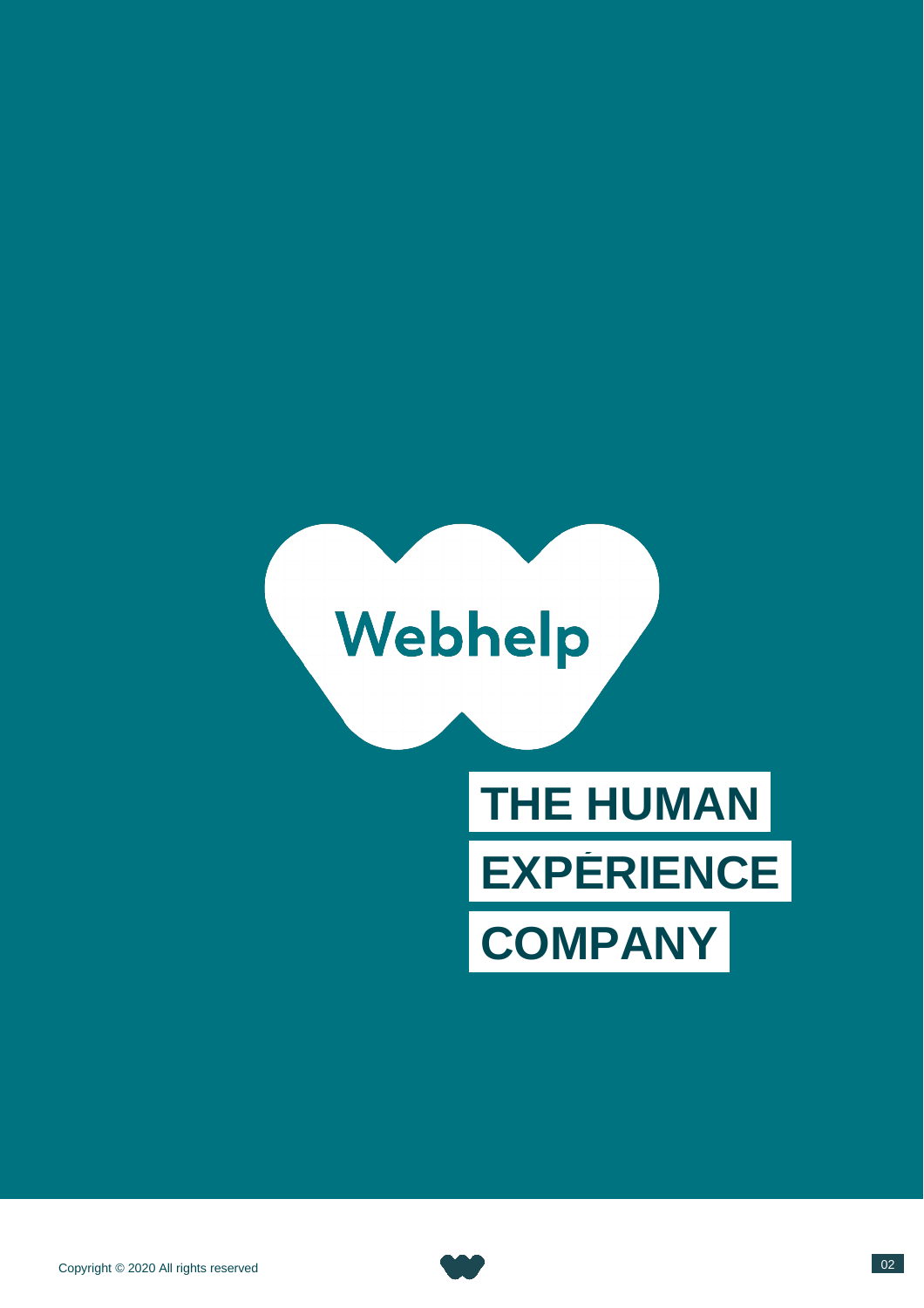Webhelp

# THE HUMAN EXPÉRIENCE COMPANY

Copyright © 2020 All rights reserved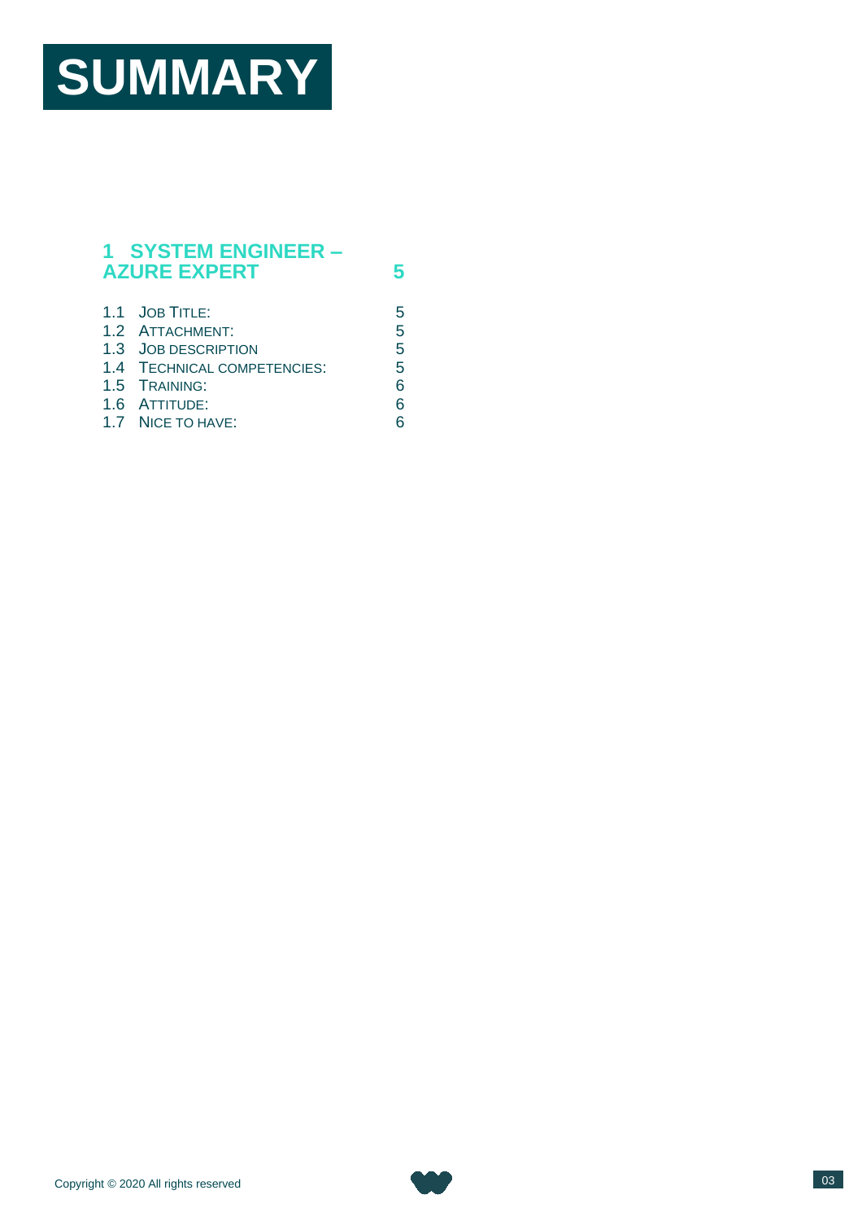# SUMMARY

**1 SYSTEM ENGINEER – AZURE EXPERT** ... 5

- 1.1 JOB TITLE: ... 5
- 1.2 ATTACHMENT: ... 5
- 1.3 JOB DESCRIPTION ... 5
- 1.4 TECHNICAL COMPETENCIES: ... 5
- 1.5 TRAINING: ... 6
- 1.6 ATTITUDE: ... 6
- 1.7 NICE TO HAVE: ... 6

Copyright © 2020 All rights reserved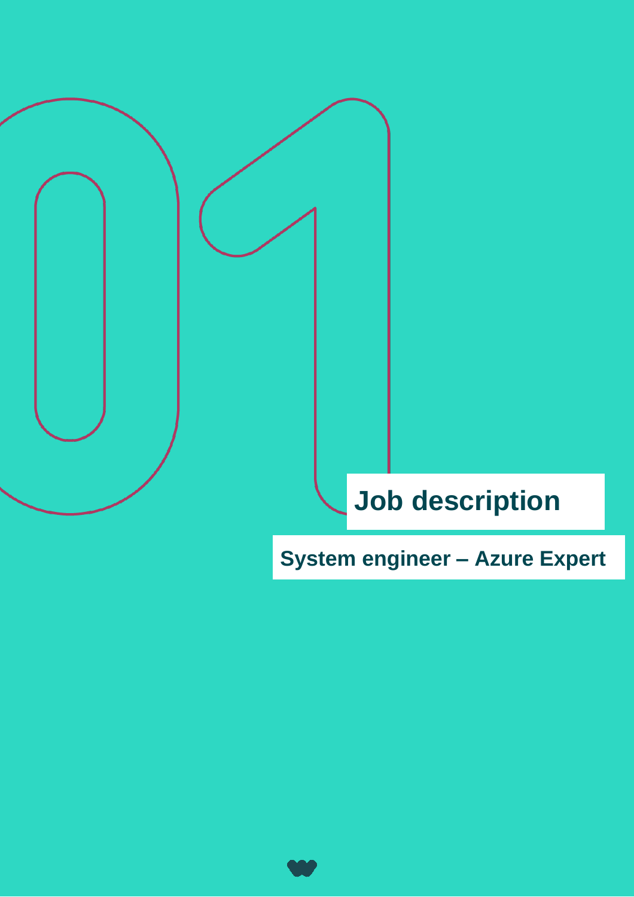# Job description

## System engineer – Azure Expert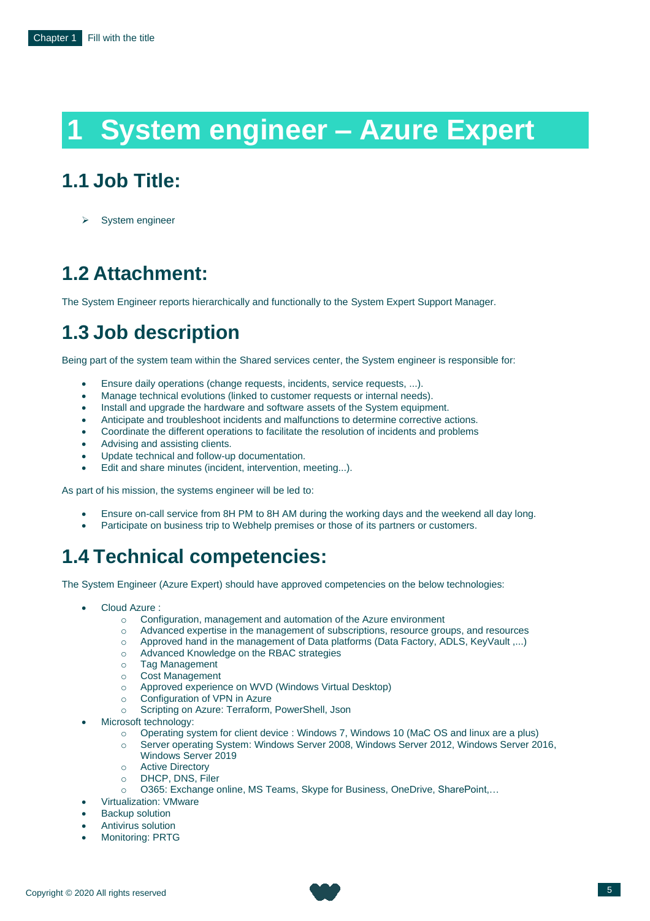# 1 System engineer – Azure Expert

## 1.1 Job Title:

- System engineer

## 1.2 Attachment:

The System Engineer reports hierarchically and functionally to the System Expert Support Manager.

## 1.3 Job description

Being part of the system team within the Shared services center, the System engineer is responsible for:

- Ensure daily operations (change requests, incidents, service requests, ...).
- Manage technical evolutions (linked to customer requests or internal needs).
- Install and upgrade the hardware and software assets of the System equipment.
- Anticipate and troubleshoot incidents and malfunctions to determine corrective actions.
- Coordinate the different operations to facilitate the resolution of incidents and problems
- Advising and assisting clients.
- Update technical and follow-up documentation.
- Edit and share minutes (incident, intervention, meeting...).

As part of his mission, the systems engineer will be led to:

- Ensure on-call service from 8H PM to 8H AM during the working days and the weekend all day long.
- Participate on business trip to Webhelp premises or those of its partners or customers.

## 1.4 Technical competencies:

The System Engineer (Azure Expert) should have approved competencies on the below technologies:

- Cloud Azure :
  - Configuration, management and automation of the Azure environment
  - Advanced expertise in the management of subscriptions, resource groups, and resources
  - Approved hand in the management of Data platforms (Data Factory, ADLS, KeyVault ,...)
  - Advanced Knowledge on the RBAC strategies
  - Tag Management
  - Cost Management
  - Approved experience on WVD (Windows Virtual Desktop)
  - Configuration of VPN in Azure
  - Scripting on Azure: Terraform, PowerShell, Json
- Microsoft technology:
  - Operating system for client device : Windows 7, Windows 10 (MaC OS and linux are a plus)
  - Server operating System: Windows Server 2008, Windows Server 2012, Windows Server 2016, Windows Server 2019
  - Active Directory
  - DHCP, DNS, Filer
  - O365: Exchange online, MS Teams, Skype for Business, OneDrive, SharePoint,…
- Virtualization: VMware
- Backup solution
- Antivirus solution
- Monitoring: PRTG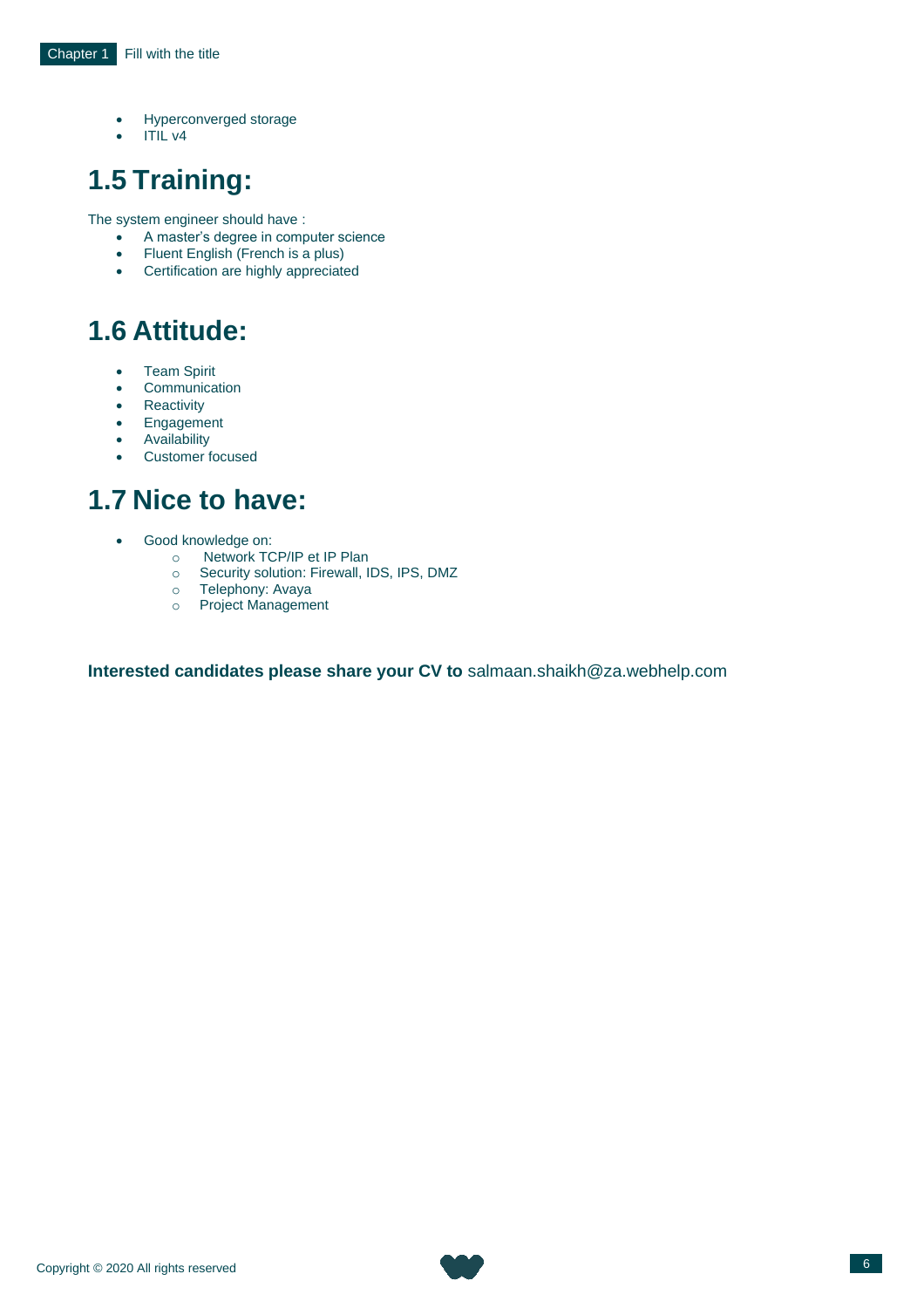- Hyperconverged storage
- ITIL v4

## 1.5 Training:

The system engineer should have :

- A master's degree in computer science
- Fluent English (French is a plus)
- Certification are highly appreciated

## 1.6 Attitude:

- Team Spirit
- Communication
- Reactivity
- Engagement
- Availability
- Customer focused

## 1.7 Nice to have:

- Good knowledge on:
  - Network TCP/IP et IP Plan
  - Security solution: Firewall, IDS, IPS, DMZ
  - Telephony: Avaya
  - Project Management

**Interested candidates please share your CV to** salmaan.shaikh@za.webhelp.com